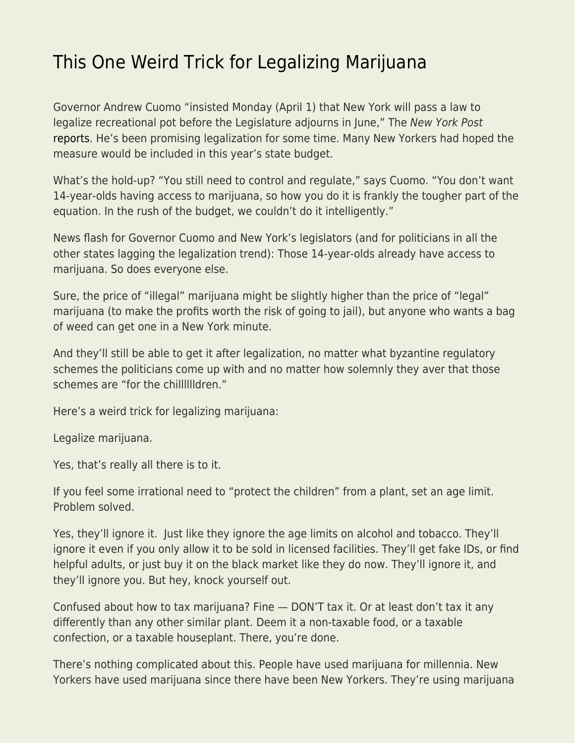# This One Weird Trick for Legalizing Marijuana

Governor Andrew Cuomo "insisted Monday (April 1) that New York will pass a law to legalize recreational pot before the Legislature adjourns in June," The *New York Post* reports. He's been promising legalization for some time. Many New Yorkers had hoped the measure would be included in this year's state budget.

What's the hold-up? "You still need to control and regulate," says Cuomo. "You don't want 14-year-olds having access to marijuana, so how you do it is frankly the tougher part of the equation. In the rush of the budget, we couldn't do it intelligently."

News flash for Governor Cuomo and New York's legislators (and for politicians in all the other states lagging the legalization trend): Those 14-year-olds already have access to marijuana. So does everyone else.

Sure, the price of "illegal" marijuana might be slightly higher than the price of "legal" marijuana (to make the profits worth the risk of going to jail), but anyone who wants a bag of weed can get one in a New York minute.

And they'll still be able to get it after legalization, no matter what byzantine regulatory schemes the politicians come up with and no matter how solemnly they aver that those schemes are "for the chillllllldren."

Here's a weird trick for legalizing marijuana:

Legalize marijuana.

Yes, that's really all there is to it.

If you feel some irrational need to "protect the children" from a plant, set an age limit. Problem solved.

Yes, they'll ignore it. Just like they ignore the age limits on alcohol and tobacco. They'll ignore it even if you only allow it to be sold in licensed facilities. They'll get fake IDs, or find helpful adults, or just buy it on the black market like they do now. They'll ignore it, and they'll ignore you. But hey, knock yourself out.

Confused about how to tax marijuana? Fine — DON'T tax it. Or at least don't tax it any differently than any other similar plant. Deem it a non-taxable food, or a taxable confection, or a taxable houseplant. There, you're done.

There's nothing complicated about this. People have used marijuana for millennia. New Yorkers have used marijuana since there have been New Yorkers. They're using marijuana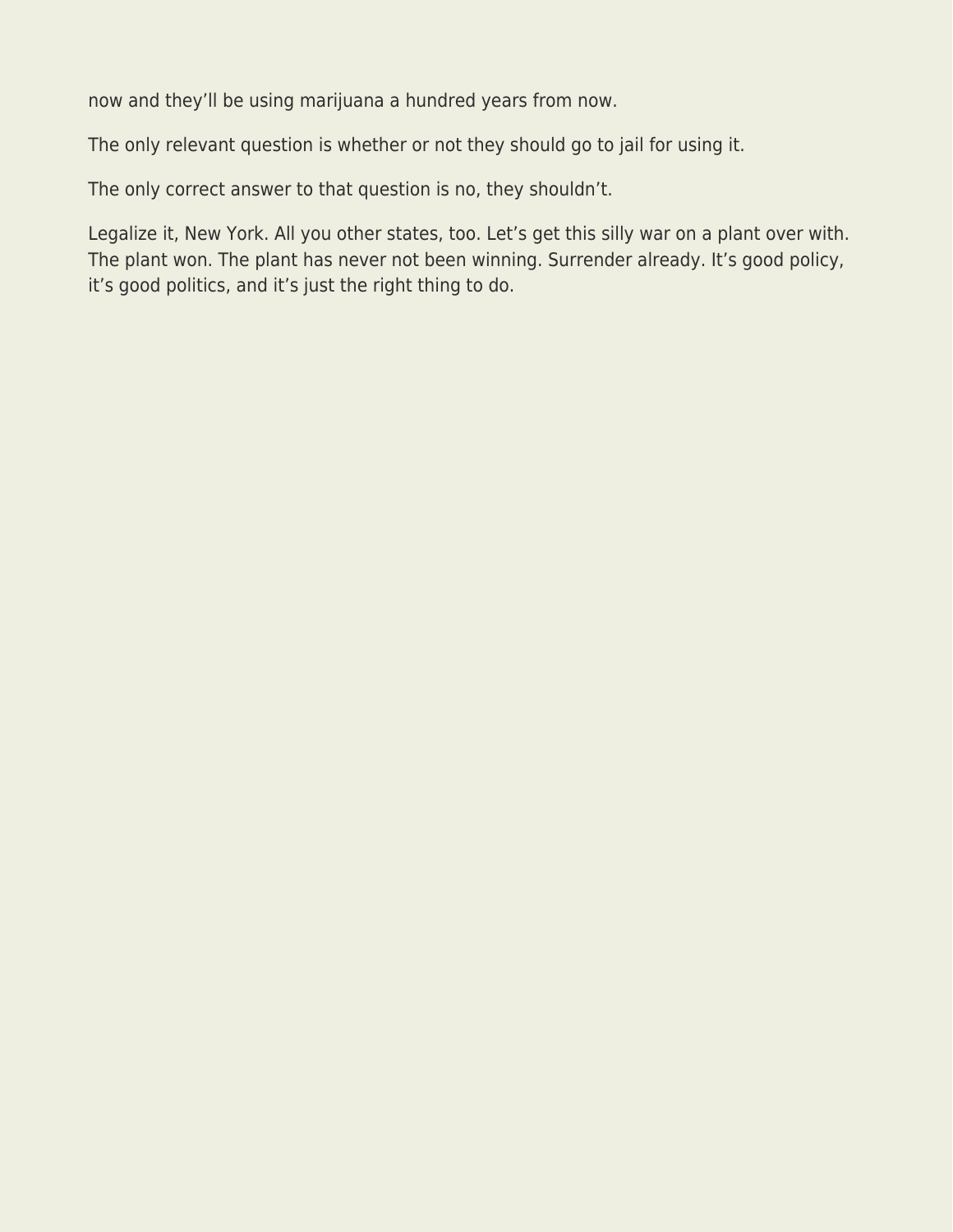now and they'll be using marijuana a hundred years from now.

The only relevant question is whether or not they should go to jail for using it.

The only correct answer to that question is no, they shouldn't.

Legalize it, New York. All you other states, too. Let's get this silly war on a plant over with. The plant won. The plant has never not been winning. Surrender already. It's good policy, it's good politics, and it's just the right thing to do.